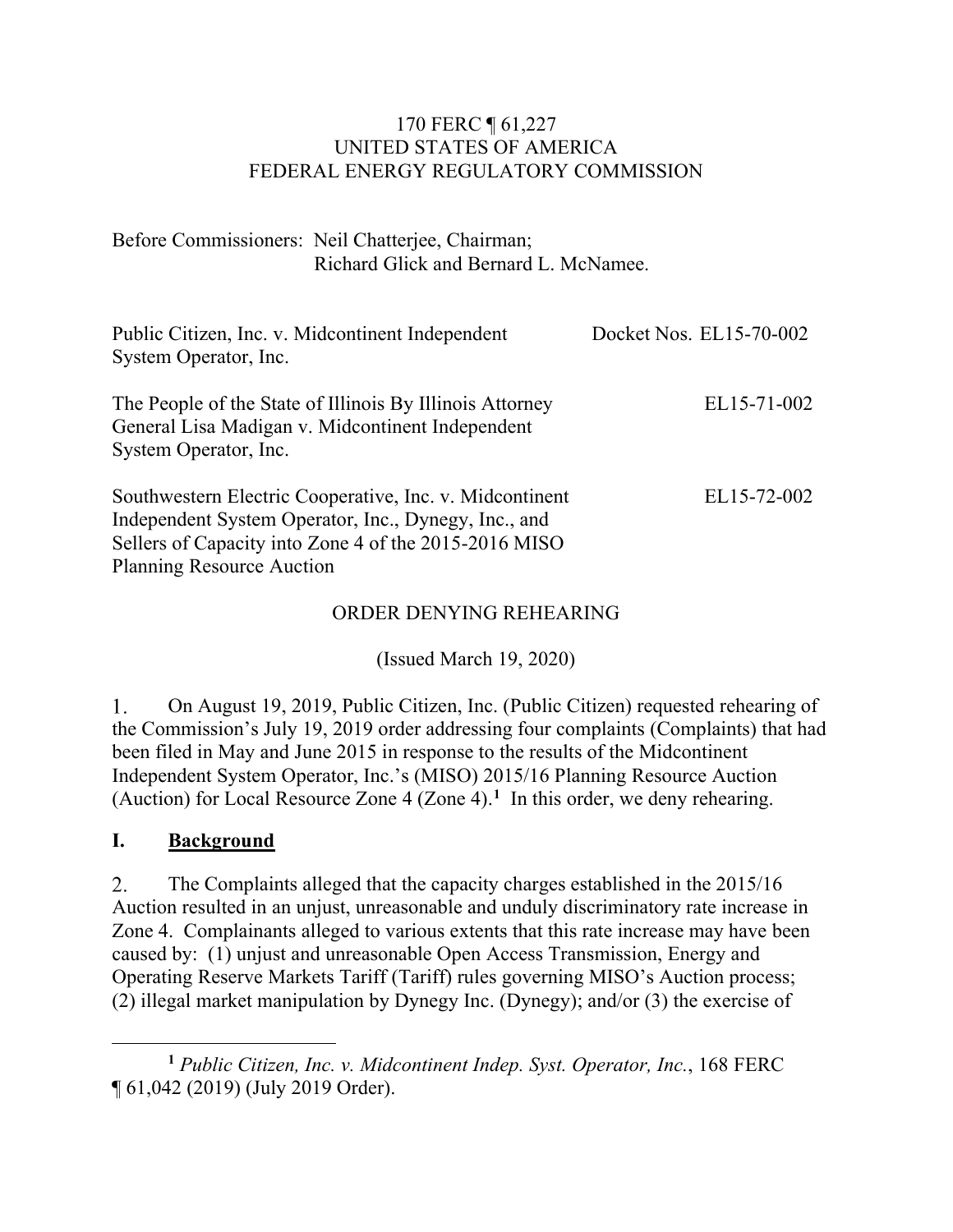170 FERC ¶ 61,227
UNITED STATES OF AMERICA
FEDERAL ENERGY REGULATORY COMMISSION

Before Commissioners: Neil Chatterjee, Chairman;
Richard Glick and Bernard L. McNamee.

| | |
|---|---|
| Public Citizen, Inc. v. Midcontinent Independent System Operator, Inc. | Docket Nos. EL15-70-002 |
| The People of the State of Illinois By Illinois Attorney General Lisa Madigan v. Midcontinent Independent System Operator, Inc. | EL15-71-002 |
| Southwestern Electric Cooperative, Inc. v. Midcontinent Independent System Operator, Inc., Dynegy, Inc., and Sellers of Capacity into Zone 4 of the 2015-2016 MISO Planning Resource Auction | EL15-72-002 |

ORDER DENYING REHEARING

(Issued March 19, 2020)

1. On August 19, 2019, Public Citizen, Inc. (Public Citizen) requested rehearing of the Commission's July 19, 2019 order addressing four complaints (Complaints) that had been filed in May and June 2015 in response to the results of the Midcontinent Independent System Operator, Inc.'s (MISO) 2015/16 Planning Resource Auction (Auction) for Local Resource Zone 4 (Zone 4).[1] In this order, we deny rehearing.

## I. Background

2. The Complaints alleged that the capacity charges established in the 2015/16 Auction resulted in an unjust, unreasonable and unduly discriminatory rate increase in Zone 4. Complainants alleged to various extents that this rate increase may have been caused by: (1) unjust and unreasonable Open Access Transmission, Energy and Operating Reserve Markets Tariff (Tariff) rules governing MISO's Auction process; (2) illegal market manipulation by Dynegy Inc. (Dynegy); and/or (3) the exercise of

[1] *Public Citizen, Inc. v. Midcontinent Indep. Syst. Operator, Inc.*, 168 FERC ¶ 61,042 (2019) (July 2019 Order).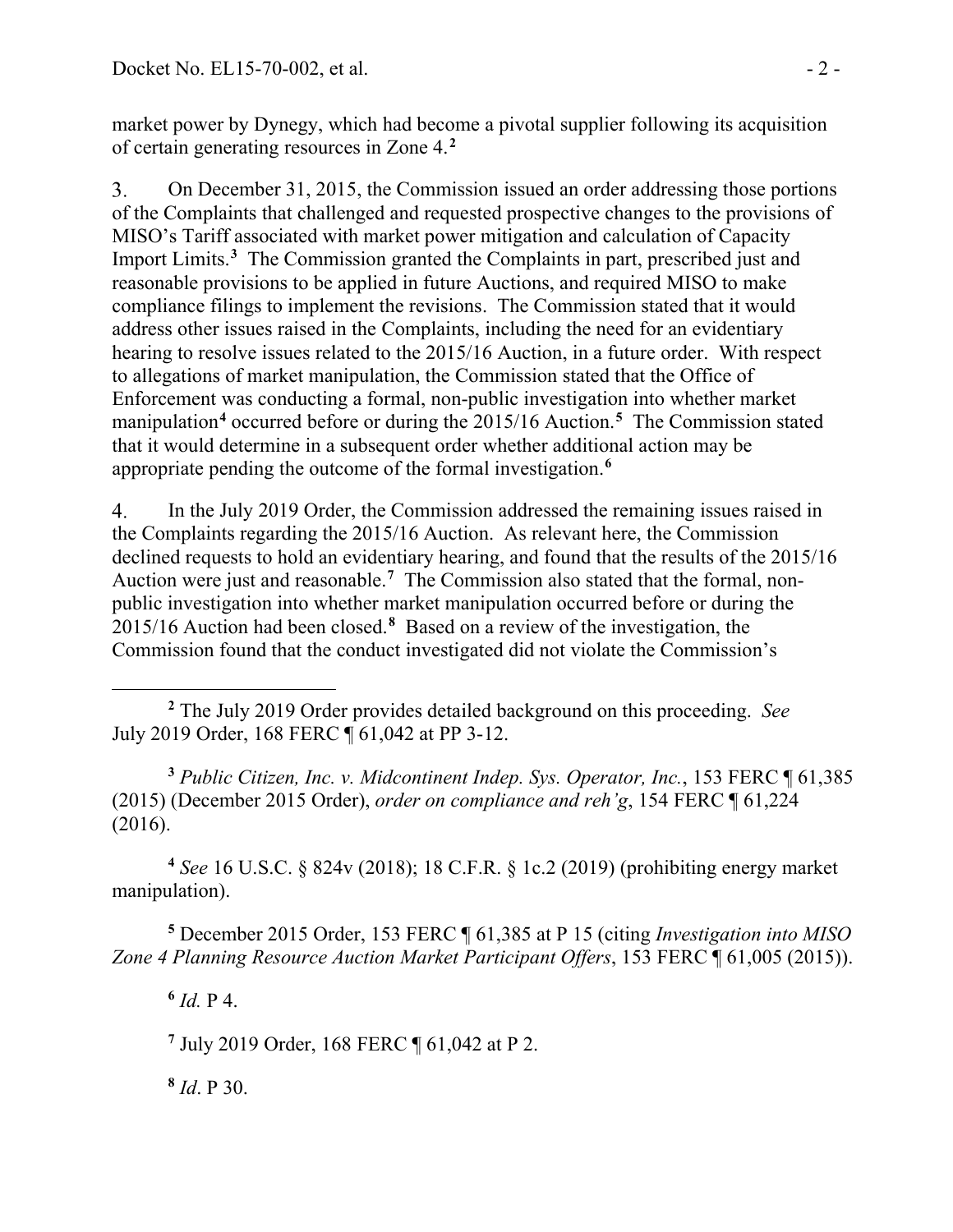market power by Dynegy, which had become a pivotal supplier following its acquisition of certain generating resources in Zone 4.[2]

3. On December 31, 2015, the Commission issued an order addressing those portions of the Complaints that challenged and requested prospective changes to the provisions of MISO's Tariff associated with market power mitigation and calculation of Capacity Import Limits.[3] The Commission granted the Complaints in part, prescribed just and reasonable provisions to be applied in future Auctions, and required MISO to make compliance filings to implement the revisions. The Commission stated that it would address other issues raised in the Complaints, including the need for an evidentiary hearing to resolve issues related to the 2015/16 Auction, in a future order. With respect to allegations of market manipulation, the Commission stated that the Office of Enforcement was conducting a formal, non-public investigation into whether market manipulation[4] occurred before or during the 2015/16 Auction.[5] The Commission stated that it would determine in a subsequent order whether additional action may be appropriate pending the outcome of the formal investigation.[6]

4. In the July 2019 Order, the Commission addressed the remaining issues raised in the Complaints regarding the 2015/16 Auction. As relevant here, the Commission declined requests to hold an evidentiary hearing, and found that the results of the 2015/16 Auction were just and reasonable.[7] The Commission also stated that the formal, non-public investigation into whether market manipulation occurred before or during the 2015/16 Auction had been closed.[8] Based on a review of the investigation, the Commission found that the conduct investigated did not violate the Commission's

---

[2] The July 2019 Order provides detailed background on this proceeding. *See* July 2019 Order, 168 FERC ¶ 61,042 at PP 3-12.

[3] *Public Citizen, Inc. v. Midcontinent Indep. Sys. Operator, Inc.*, 153 FERC ¶ 61,385 (2015) (December 2015 Order), *order on compliance and reh'g*, 154 FERC ¶ 61,224 (2016).

[4] *See* 16 U.S.C. § 824v (2018); 18 C.F.R. § 1c.2 (2019) (prohibiting energy market manipulation).

[5] December 2015 Order, 153 FERC ¶ 61,385 at P 15 (citing *Investigation into MISO Zone 4 Planning Resource Auction Market Participant Offers*, 153 FERC ¶ 61,005 (2015)).

[6] *Id.* P 4.

[7] July 2019 Order, 168 FERC ¶ 61,042 at P 2.

[8] *Id*. P 30.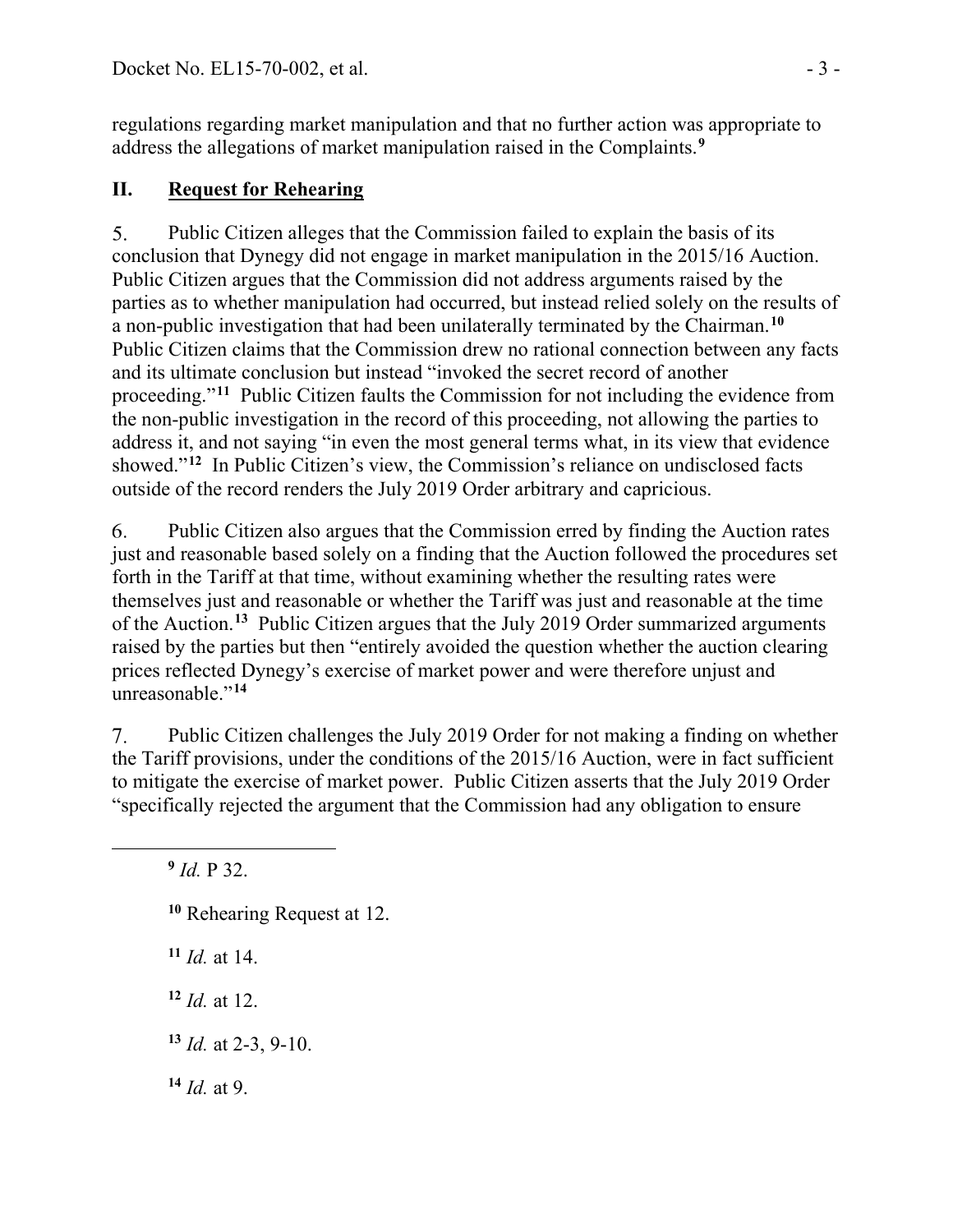regulations regarding market manipulation and that no further action was appropriate to address the allegations of market manipulation raised in the Complaints.[9]

## II. Request for Rehearing

5. Public Citizen alleges that the Commission failed to explain the basis of its conclusion that Dynegy did not engage in market manipulation in the 2015/16 Auction. Public Citizen argues that the Commission did not address arguments raised by the parties as to whether manipulation had occurred, but instead relied solely on the results of a non-public investigation that had been unilaterally terminated by the Chairman.[10] Public Citizen claims that the Commission drew no rational connection between any facts and its ultimate conclusion but instead "invoked the secret record of another proceeding."[11] Public Citizen faults the Commission for not including the evidence from the non-public investigation in the record of this proceeding, not allowing the parties to address it, and not saying "in even the most general terms what, in its view that evidence showed."[12] In Public Citizen's view, the Commission's reliance on undisclosed facts outside of the record renders the July 2019 Order arbitrary and capricious.

6. Public Citizen also argues that the Commission erred by finding the Auction rates just and reasonable based solely on a finding that the Auction followed the procedures set forth in the Tariff at that time, without examining whether the resulting rates were themselves just and reasonable or whether the Tariff was just and reasonable at the time of the Auction.[13] Public Citizen argues that the July 2019 Order summarized arguments raised by the parties but then "entirely avoided the question whether the auction clearing prices reflected Dynegy's exercise of market power and were therefore unjust and unreasonable."[14]

7. Public Citizen challenges the July 2019 Order for not making a finding on whether the Tariff provisions, under the conditions of the 2015/16 Auction, were in fact sufficient to mitigate the exercise of market power. Public Citizen asserts that the July 2019 Order "specifically rejected the argument that the Commission had any obligation to ensure

---

[9] *Id.* P 32.

[10] Rehearing Request at 12.

[11] *Id.* at 14.

[12] *Id.* at 12.

[13] *Id.* at 2-3, 9-10.

[14] *Id.* at 9.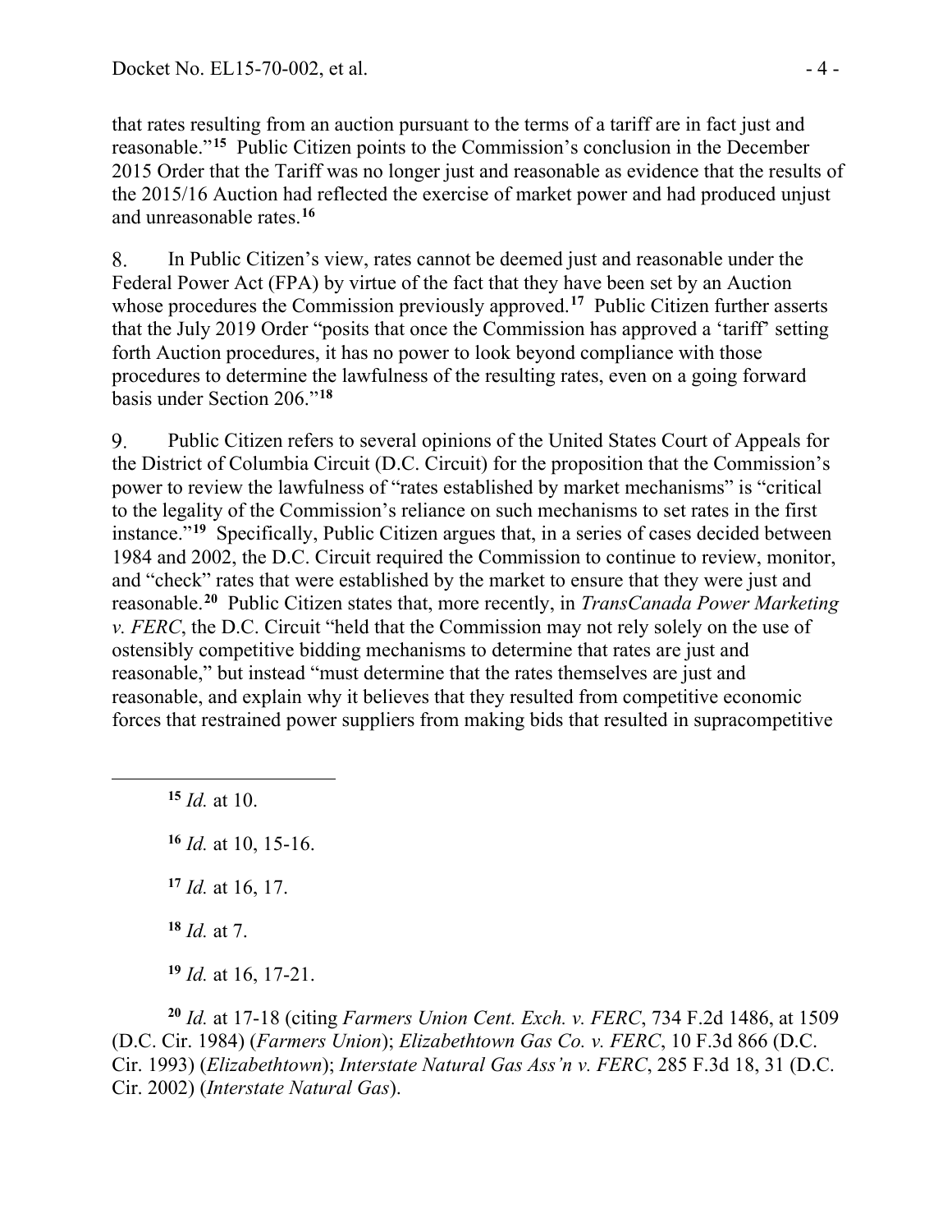that rates resulting from an auction pursuant to the terms of a tariff are in fact just and reasonable."[15] Public Citizen points to the Commission's conclusion in the December 2015 Order that the Tariff was no longer just and reasonable as evidence that the results of the 2015/16 Auction had reflected the exercise of market power and had produced unjust and unreasonable rates.[16]

8. In Public Citizen's view, rates cannot be deemed just and reasonable under the Federal Power Act (FPA) by virtue of the fact that they have been set by an Auction whose procedures the Commission previously approved.[17] Public Citizen further asserts that the July 2019 Order "posits that once the Commission has approved a 'tariff' setting forth Auction procedures, it has no power to look beyond compliance with those procedures to determine the lawfulness of the resulting rates, even on a going forward basis under Section 206."[18]

9. Public Citizen refers to several opinions of the United States Court of Appeals for the District of Columbia Circuit (D.C. Circuit) for the proposition that the Commission's power to review the lawfulness of "rates established by market mechanisms" is "critical to the legality of the Commission's reliance on such mechanisms to set rates in the first instance."[19] Specifically, Public Citizen argues that, in a series of cases decided between 1984 and 2002, the D.C. Circuit required the Commission to continue to review, monitor, and "check" rates that were established by the market to ensure that they were just and reasonable.[20] Public Citizen states that, more recently, in *TransCanada Power Marketing v. FERC*, the D.C. Circuit "held that the Commission may not rely solely on the use of ostensibly competitive bidding mechanisms to determine that rates are just and reasonable," but instead "must determine that the rates themselves are just and reasonable, and explain why it believes that they resulted from competitive economic forces that restrained power suppliers from making bids that resulted in supracompetitive

---

[15] *Id.* at 10.

[16] *Id.* at 10, 15-16.

[17] *Id.* at 16, 17.

[18] *Id.* at 7.

[19] *Id.* at 16, 17-21.

[20] *Id.* at 17-18 (citing *Farmers Union Cent. Exch. v. FERC*, 734 F.2d 1486, at 1509 (D.C. Cir. 1984) (*Farmers Union*); *Elizabethtown Gas Co. v. FERC*, 10 F.3d 866 (D.C. Cir. 1993) (*Elizabethtown*); *Interstate Natural Gas Ass'n v. FERC*, 285 F.3d 18, 31 (D.C. Cir. 2002) (*Interstate Natural Gas*).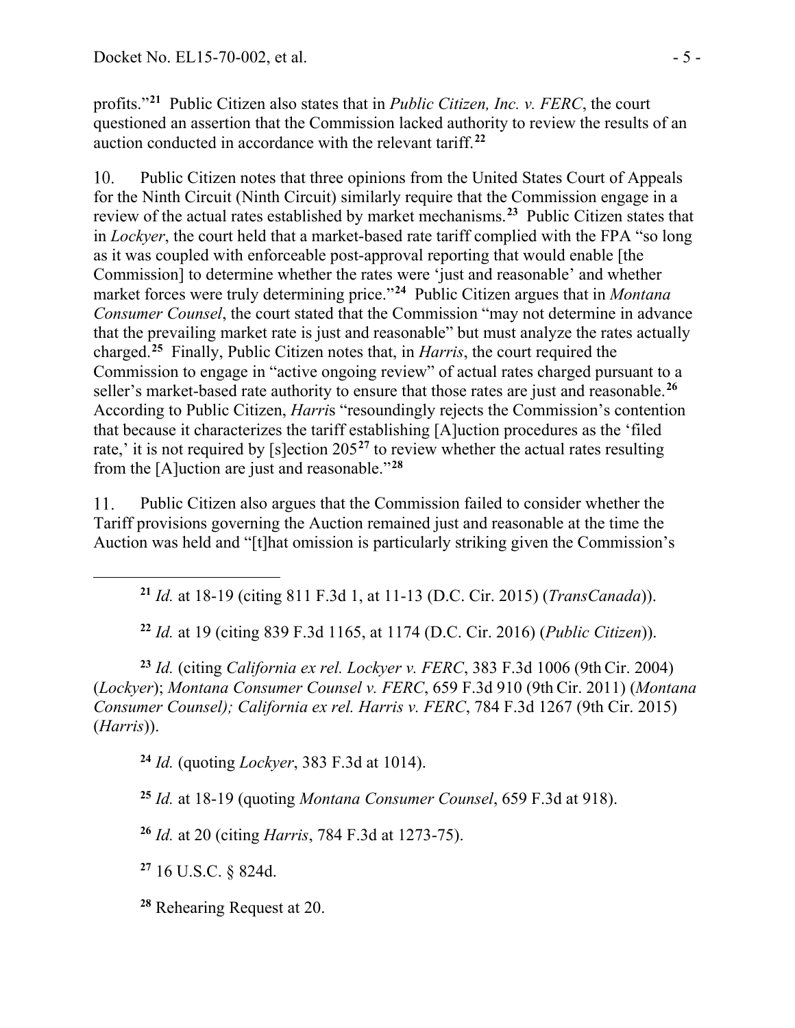profits."[21] Public Citizen also states that in *Public Citizen, Inc. v. FERC*, the court questioned an assertion that the Commission lacked authority to review the results of an auction conducted in accordance with the relevant tariff.[22]

10. Public Citizen notes that three opinions from the United States Court of Appeals for the Ninth Circuit (Ninth Circuit) similarly require that the Commission engage in a review of the actual rates established by market mechanisms.[23] Public Citizen states that in *Lockyer*, the court held that a market-based rate tariff complied with the FPA "so long as it was coupled with enforceable post-approval reporting that would enable [the Commission] to determine whether the rates were 'just and reasonable' and whether market forces were truly determining price."[24] Public Citizen argues that in *Montana Consumer Counsel*, the court stated that the Commission "may not determine in advance that the prevailing market rate is just and reasonable" but must analyze the rates actually charged.[25] Finally, Public Citizen notes that, in *Harris*, the court required the Commission to engage in "active ongoing review" of actual rates charged pursuant to a seller's market-based rate authority to ensure that those rates are just and reasonable.[26] According to Public Citizen, *Harris* "resoundingly rejects the Commission's contention that because it characterizes the tariff establishing [A]uction procedures as the 'filed rate,' it is not required by [s]ection 205[27] to review whether the actual rates resulting from the [A]uction are just and reasonable."[28]

11. Public Citizen also argues that the Commission failed to consider whether the Tariff provisions governing the Auction remained just and reasonable at the time the Auction was held and "[t]hat omission is particularly striking given the Commission's

---

[21] *Id.* at 18-19 (citing 811 F.3d 1, at 11-13 (D.C. Cir. 2015) (*TransCanada*)).

[22] *Id.* at 19 (citing 839 F.3d 1165, at 1174 (D.C. Cir. 2016) (*Public Citizen*)).

[23] *Id.* (citing *California ex rel. Lockyer v. FERC*, 383 F.3d 1006 (9th Cir. 2004) (*Lockyer*); *Montana Consumer Counsel v. FERC*, 659 F.3d 910 (9th Cir. 2011) (*Montana Consumer Counsel); California ex rel. Harris v. FERC*, 784 F.3d 1267 (9th Cir. 2015) (*Harris*)).

[24] *Id.* (quoting *Lockyer*, 383 F.3d at 1014).

[25] *Id.* at 18-19 (quoting *Montana Consumer Counsel*, 659 F.3d at 918).

[26] *Id.* at 20 (citing *Harris*, 784 F.3d at 1273-75).

[27] 16 U.S.C. § 824d.

[28] Rehearing Request at 20.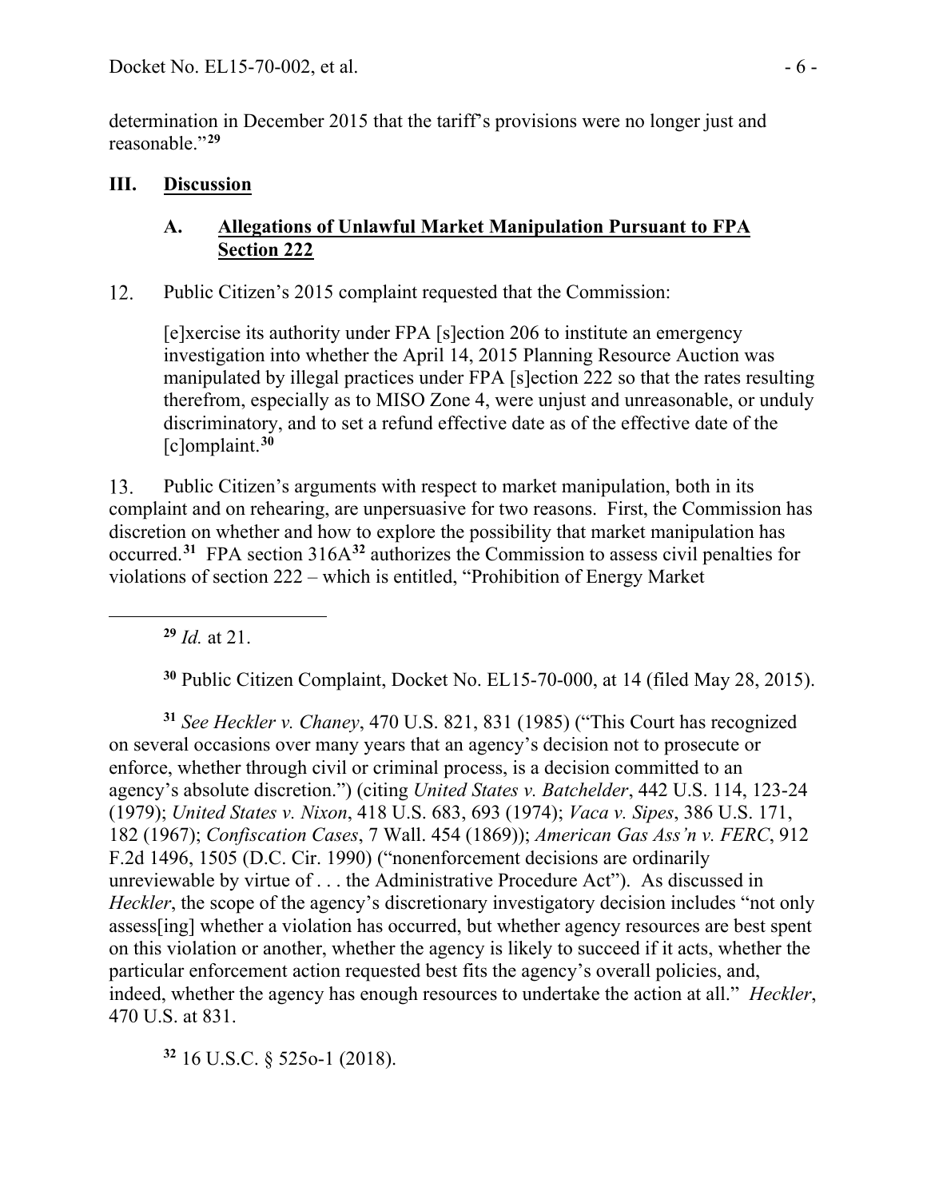determination in December 2015 that the tariff's provisions were no longer just and reasonable."[29]

## III. Discussion

### A. Allegations of Unlawful Market Manipulation Pursuant to FPA Section 222

12. Public Citizen's 2015 complaint requested that the Commission:

> [e]xercise its authority under FPA [s]ection 206 to institute an emergency investigation into whether the April 14, 2015 Planning Resource Auction was manipulated by illegal practices under FPA [s]ection 222 so that the rates resulting therefrom, especially as to MISO Zone 4, were unjust and unreasonable, or unduly discriminatory, and to set a refund effective date as of the effective date of the [c]omplaint.[30]

13. Public Citizen's arguments with respect to market manipulation, both in its complaint and on rehearing, are unpersuasive for two reasons. First, the Commission has discretion on whether and how to explore the possibility that market manipulation has occurred.[31] FPA section 316A[32] authorizes the Commission to assess civil penalties for violations of section 222 – which is entitled, "Prohibition of Energy Market

---

[29] *Id.* at 21.

[30] Public Citizen Complaint, Docket No. EL15-70-000, at 14 (filed May 28, 2015).

[31] *See Heckler v. Chaney*, 470 U.S. 821, 831 (1985) ("This Court has recognized on several occasions over many years that an agency's decision not to prosecute or enforce, whether through civil or criminal process, is a decision committed to an agency's absolute discretion.") (citing *United States v. Batchelder*, 442 U.S. 114, 123-24 (1979); *United States v. Nixon*, 418 U.S. 683, 693 (1974); *Vaca v. Sipes*, 386 U.S. 171, 182 (1967); *Confiscation Cases*, 7 Wall. 454 (1869)); *American Gas Ass'n v. FERC*, 912 F.2d 1496, 1505 (D.C. Cir. 1990) ("nonenforcement decisions are ordinarily unreviewable by virtue of . . . the Administrative Procedure Act"). As discussed in *Heckler*, the scope of the agency's discretionary investigatory decision includes "not only assess[ing] whether a violation has occurred, but whether agency resources are best spent on this violation or another, whether the agency is likely to succeed if it acts, whether the particular enforcement action requested best fits the agency's overall policies, and, indeed, whether the agency has enough resources to undertake the action at all." *Heckler*, 470 U.S. at 831.

[32] 16 U.S.C. § 525o-1 (2018).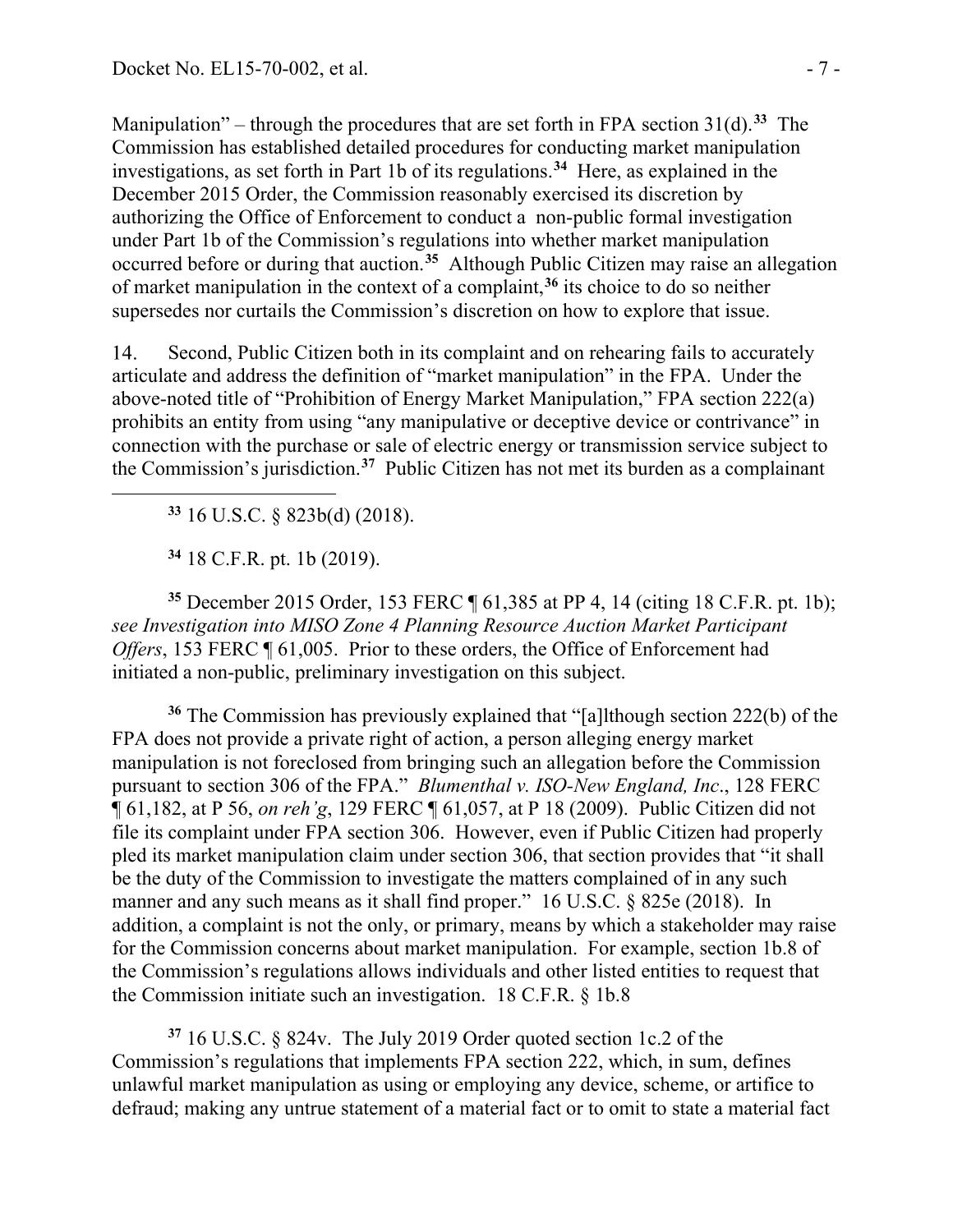Manipulation" – through the procedures that are set forth in FPA section 31(d).[33] The Commission has established detailed procedures for conducting market manipulation investigations, as set forth in Part 1b of its regulations.[34] Here, as explained in the December 2015 Order, the Commission reasonably exercised its discretion by authorizing the Office of Enforcement to conduct a non-public formal investigation under Part 1b of the Commission's regulations into whether market manipulation occurred before or during that auction.[35] Although Public Citizen may raise an allegation of market manipulation in the context of a complaint,[36] its choice to do so neither supersedes nor curtails the Commission's discretion on how to explore that issue.

14. Second, Public Citizen both in its complaint and on rehearing fails to accurately articulate and address the definition of "market manipulation" in the FPA. Under the above-noted title of "Prohibition of Energy Market Manipulation," FPA section 222(a) prohibits an entity from using "any manipulative or deceptive device or contrivance" in connection with the purchase or sale of electric energy or transmission service subject to the Commission's jurisdiction.[37] Public Citizen has not met its burden as a complainant

---

[33] 16 U.S.C. § 823b(d) (2018).

[34] 18 C.F.R. pt. 1b (2019).

[35] December 2015 Order, 153 FERC ¶ 61,385 at PP 4, 14 (citing 18 C.F.R. pt. 1b); *see Investigation into MISO Zone 4 Planning Resource Auction Market Participant Offers*, 153 FERC ¶ 61,005. Prior to these orders, the Office of Enforcement had initiated a non-public, preliminary investigation on this subject.

[36] The Commission has previously explained that "[a]lthough section 222(b) of the FPA does not provide a private right of action, a person alleging energy market manipulation is not foreclosed from bringing such an allegation before the Commission pursuant to section 306 of the FPA." *Blumenthal v. ISO-New England, Inc*., 128 FERC ¶ 61,182, at P 56, *on reh'g*, 129 FERC ¶ 61,057, at P 18 (2009). Public Citizen did not file its complaint under FPA section 306. However, even if Public Citizen had properly pled its market manipulation claim under section 306, that section provides that "it shall be the duty of the Commission to investigate the matters complained of in any such manner and any such means as it shall find proper." 16 U.S.C. § 825e (2018). In addition, a complaint is not the only, or primary, means by which a stakeholder may raise for the Commission concerns about market manipulation. For example, section 1b.8 of the Commission's regulations allows individuals and other listed entities to request that the Commission initiate such an investigation. 18 C.F.R. § 1b.8

[37] 16 U.S.C. § 824v. The July 2019 Order quoted section 1c.2 of the Commission's regulations that implements FPA section 222, which, in sum, defines unlawful market manipulation as using or employing any device, scheme, or artifice to defraud; making any untrue statement of a material fact or to omit to state a material fact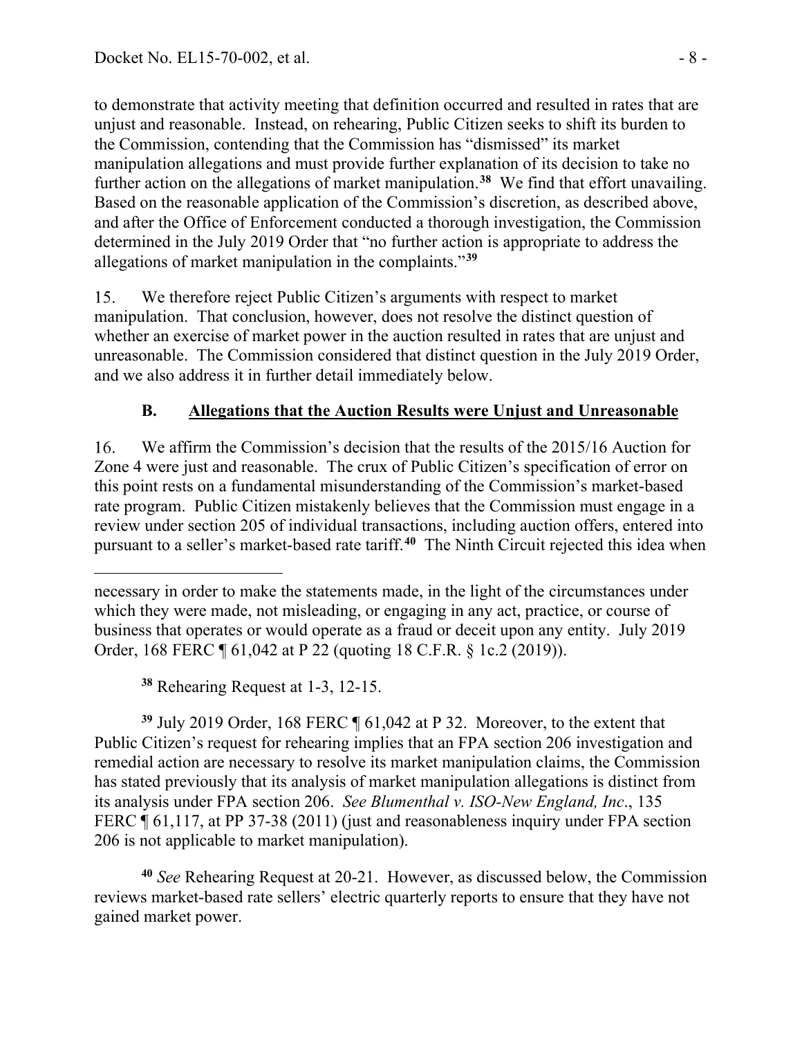to demonstrate that activity meeting that definition occurred and resulted in rates that are unjust and reasonable. Instead, on rehearing, Public Citizen seeks to shift its burden to the Commission, contending that the Commission has "dismissed" its market manipulation allegations and must provide further explanation of its decision to take no further action on the allegations of market manipulation.[38] We find that effort unavailing. Based on the reasonable application of the Commission's discretion, as described above, and after the Office of Enforcement conducted a thorough investigation, the Commission determined in the July 2019 Order that "no further action is appropriate to address the allegations of market manipulation in the complaints."[39]

15. We therefore reject Public Citizen's arguments with respect to market manipulation. That conclusion, however, does not resolve the distinct question of whether an exercise of market power in the auction resulted in rates that are unjust and unreasonable. The Commission considered that distinct question in the July 2019 Order, and we also address it in further detail immediately below.

## B. Allegations that the Auction Results were Unjust and Unreasonable

16. We affirm the Commission's decision that the results of the 2015/16 Auction for Zone 4 were just and reasonable. The crux of Public Citizen's specification of error on this point rests on a fundamental misunderstanding of the Commission's market-based rate program. Public Citizen mistakenly believes that the Commission must engage in a review under section 205 of individual transactions, including auction offers, entered into pursuant to a seller's market-based rate tariff.[40] The Ninth Circuit rejected this idea when

---

necessary in order to make the statements made, in the light of the circumstances under which they were made, not misleading, or engaging in any act, practice, or course of business that operates or would operate as a fraud or deceit upon any entity. July 2019 Order, 168 FERC ¶ 61,042 at P 22 (quoting 18 C.F.R. § 1c.2 (2019)).

[38] Rehearing Request at 1-3, 12-15.

[39] July 2019 Order, 168 FERC ¶ 61,042 at P 32. Moreover, to the extent that Public Citizen's request for rehearing implies that an FPA section 206 investigation and remedial action are necessary to resolve its market manipulation claims, the Commission has stated previously that its analysis of market manipulation allegations is distinct from its analysis under FPA section 206. *See Blumenthal v. ISO-New England, Inc*., 135 FERC ¶ 61,117, at PP 37-38 (2011) (just and reasonableness inquiry under FPA section 206 is not applicable to market manipulation).

[40] *See* Rehearing Request at 20-21. However, as discussed below, the Commission reviews market-based rate sellers' electric quarterly reports to ensure that they have not gained market power.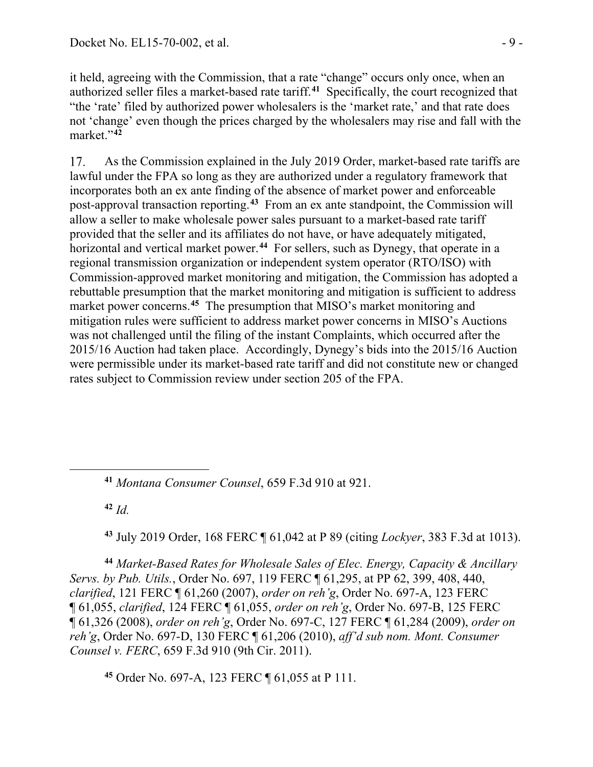it held, agreeing with the Commission, that a rate "change" occurs only once, when an authorized seller files a market-based rate tariff.[41] Specifically, the court recognized that "the 'rate' filed by authorized power wholesalers is the 'market rate,' and that rate does not 'change' even though the prices charged by the wholesalers may rise and fall with the market."[42]

17. As the Commission explained in the July 2019 Order, market-based rate tariffs are lawful under the FPA so long as they are authorized under a regulatory framework that incorporates both an ex ante finding of the absence of market power and enforceable post-approval transaction reporting.[43] From an ex ante standpoint, the Commission will allow a seller to make wholesale power sales pursuant to a market-based rate tariff provided that the seller and its affiliates do not have, or have adequately mitigated, horizontal and vertical market power.[44] For sellers, such as Dynegy, that operate in a regional transmission organization or independent system operator (RTO/ISO) with Commission-approved market monitoring and mitigation, the Commission has adopted a rebuttable presumption that the market monitoring and mitigation is sufficient to address market power concerns.[45] The presumption that MISO's market monitoring and mitigation rules were sufficient to address market power concerns in MISO's Auctions was not challenged until the filing of the instant Complaints, which occurred after the 2015/16 Auction had taken place. Accordingly, Dynegy's bids into the 2015/16 Auction were permissible under its market-based rate tariff and did not constitute new or changed rates subject to Commission review under section 205 of the FPA.

---

[41] *Montana Consumer Counsel*, 659 F.3d 910 at 921.

[42] *Id.*

[43] July 2019 Order, 168 FERC ¶ 61,042 at P 89 (citing *Lockyer*, 383 F.3d at 1013).

[44] *Market-Based Rates for Wholesale Sales of Elec. Energy, Capacity & Ancillary Servs. by Pub. Utils.*, Order No. 697, 119 FERC ¶ 61,295, at PP 62, 399, 408, 440, *clarified*, 121 FERC ¶ 61,260 (2007), *order on reh'g*, Order No. 697-A, 123 FERC ¶ 61,055, *clarified*, 124 FERC ¶ 61,055, *order on reh'g*, Order No. 697-B, 125 FERC ¶ 61,326 (2008), *order on reh'g*, Order No. 697-C, 127 FERC ¶ 61,284 (2009), *order on reh'g*, Order No. 697-D, 130 FERC ¶ 61,206 (2010), *aff'd sub nom. Mont. Consumer Counsel v. FERC*, 659 F.3d 910 (9th Cir. 2011).

[45] Order No. 697-A, 123 FERC ¶ 61,055 at P 111.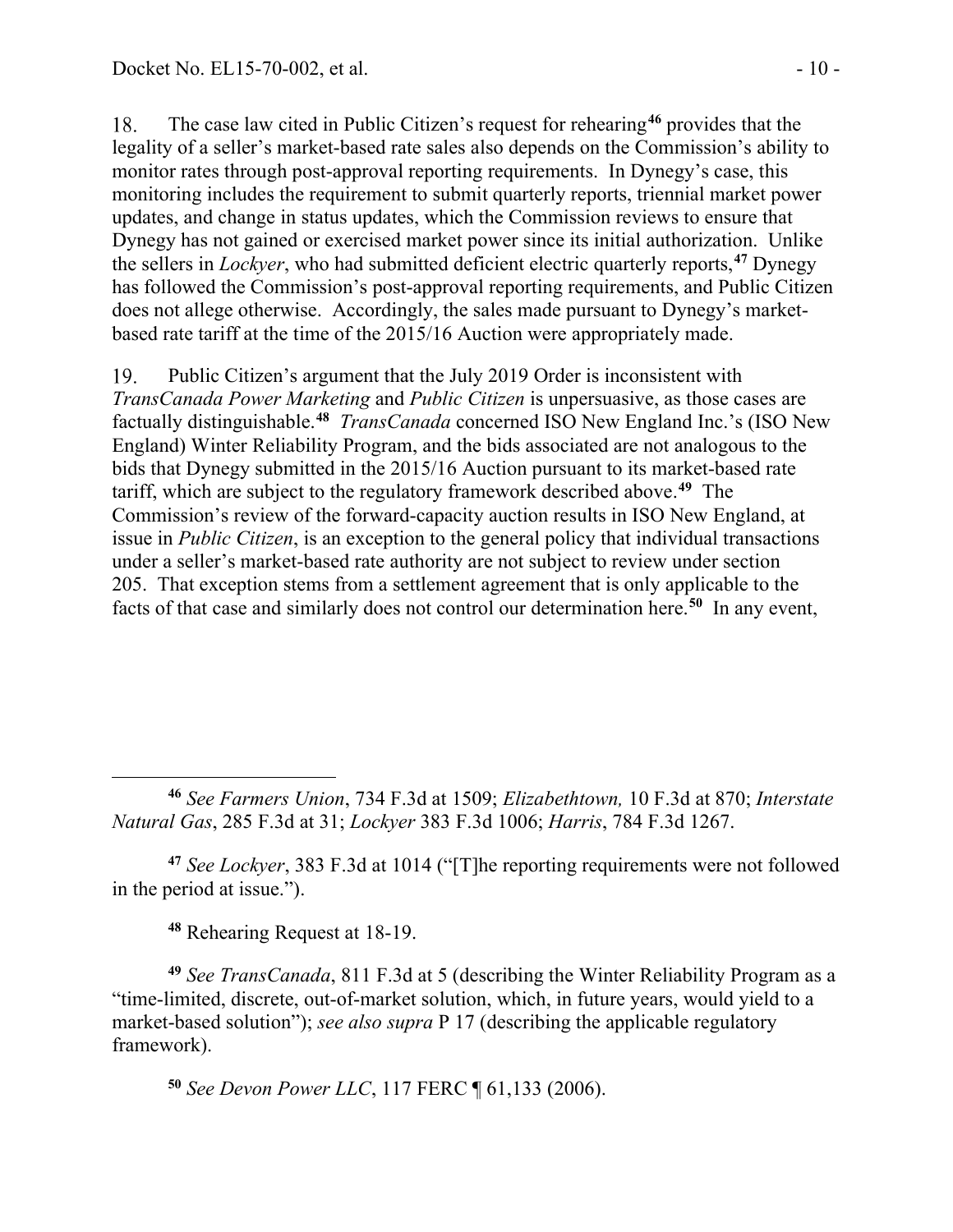18. The case law cited in Public Citizen's request for rehearing[46] provides that the legality of a seller's market-based rate sales also depends on the Commission's ability to monitor rates through post-approval reporting requirements. In Dynegy's case, this monitoring includes the requirement to submit quarterly reports, triennial market power updates, and change in status updates, which the Commission reviews to ensure that Dynegy has not gained or exercised market power since its initial authorization. Unlike the sellers in *Lockyer*, who had submitted deficient electric quarterly reports,[47] Dynegy has followed the Commission's post-approval reporting requirements, and Public Citizen does not allege otherwise. Accordingly, the sales made pursuant to Dynegy's market-based rate tariff at the time of the 2015/16 Auction were appropriately made.

19. Public Citizen's argument that the July 2019 Order is inconsistent with *TransCanada Power Marketing* and *Public Citizen* is unpersuasive, as those cases are factually distinguishable.[48] *TransCanada* concerned ISO New England Inc.'s (ISO New England) Winter Reliability Program, and the bids associated are not analogous to the bids that Dynegy submitted in the 2015/16 Auction pursuant to its market-based rate tariff, which are subject to the regulatory framework described above.[49] The Commission's review of the forward-capacity auction results in ISO New England, at issue in *Public Citizen*, is an exception to the general policy that individual transactions under a seller's market-based rate authority are not subject to review under section 205. That exception stems from a settlement agreement that is only applicable to the facts of that case and similarly does not control our determination here.[50] In any event,

---

[46] *See Farmers Union*, 734 F.3d at 1509; *Elizabethtown,* 10 F.3d at 870; *Interstate Natural Gas*, 285 F.3d at 31; *Lockyer* 383 F.3d 1006; *Harris*, 784 F.3d 1267.

[47] *See Lockyer*, 383 F.3d at 1014 ("[T]he reporting requirements were not followed in the period at issue.").

[48] Rehearing Request at 18-19.

[49] *See TransCanada*, 811 F.3d at 5 (describing the Winter Reliability Program as a "time-limited, discrete, out-of-market solution, which, in future years, would yield to a market-based solution"); *see also supra* P 17 (describing the applicable regulatory framework).

[50] *See Devon Power LLC*, 117 FERC ¶ 61,133 (2006).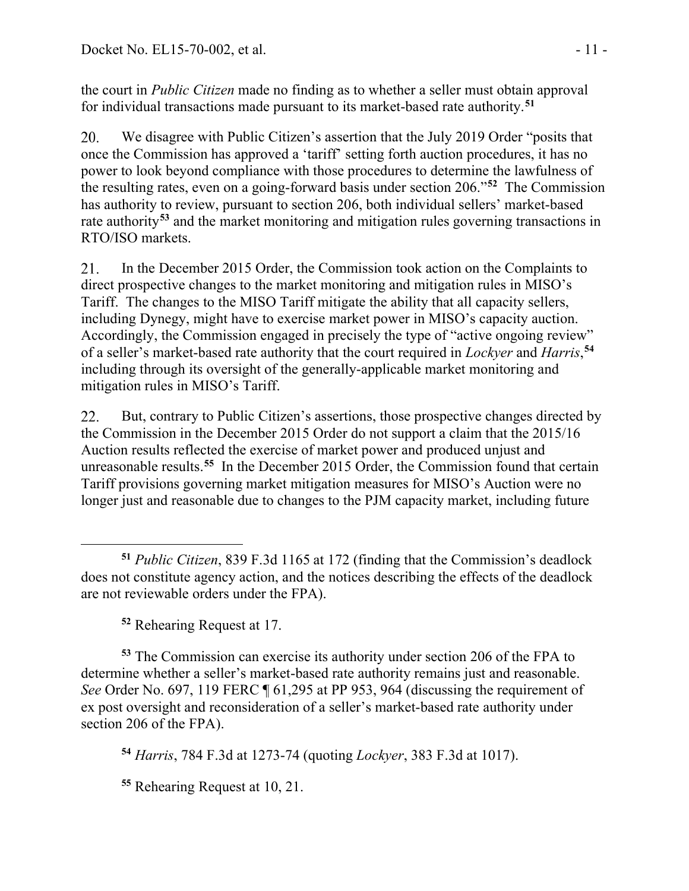the court in *Public Citizen* made no finding as to whether a seller must obtain approval for individual transactions made pursuant to its market-based rate authority.[51]

20. We disagree with Public Citizen's assertion that the July 2019 Order "posits that once the Commission has approved a 'tariff' setting forth auction procedures, it has no power to look beyond compliance with those procedures to determine the lawfulness of the resulting rates, even on a going-forward basis under section 206."[52] The Commission has authority to review, pursuant to section 206, both individual sellers' market-based rate authority[53] and the market monitoring and mitigation rules governing transactions in RTO/ISO markets.

21. In the December 2015 Order, the Commission took action on the Complaints to direct prospective changes to the market monitoring and mitigation rules in MISO's Tariff. The changes to the MISO Tariff mitigate the ability that all capacity sellers, including Dynegy, might have to exercise market power in MISO's capacity auction. Accordingly, the Commission engaged in precisely the type of "active ongoing review" of a seller's market-based rate authority that the court required in *Lockyer* and *Harris*,[54] including through its oversight of the generally-applicable market monitoring and mitigation rules in MISO's Tariff.

22. But, contrary to Public Citizen's assertions, those prospective changes directed by the Commission in the December 2015 Order do not support a claim that the 2015/16 Auction results reflected the exercise of market power and produced unjust and unreasonable results.[55] In the December 2015 Order, the Commission found that certain Tariff provisions governing market mitigation measures for MISO's Auction were no longer just and reasonable due to changes to the PJM capacity market, including future

---

[51] *Public Citizen*, 839 F.3d 1165 at 172 (finding that the Commission's deadlock does not constitute agency action, and the notices describing the effects of the deadlock are not reviewable orders under the FPA).

[52] Rehearing Request at 17.

[53] The Commission can exercise its authority under section 206 of the FPA to determine whether a seller's market-based rate authority remains just and reasonable. *See* Order No. 697, 119 FERC ¶ 61,295 at PP 953, 964 (discussing the requirement of ex post oversight and reconsideration of a seller's market-based rate authority under section 206 of the FPA).

[54] *Harris*, 784 F.3d at 1273-74 (quoting *Lockyer*, 383 F.3d at 1017).

[55] Rehearing Request at 10, 21.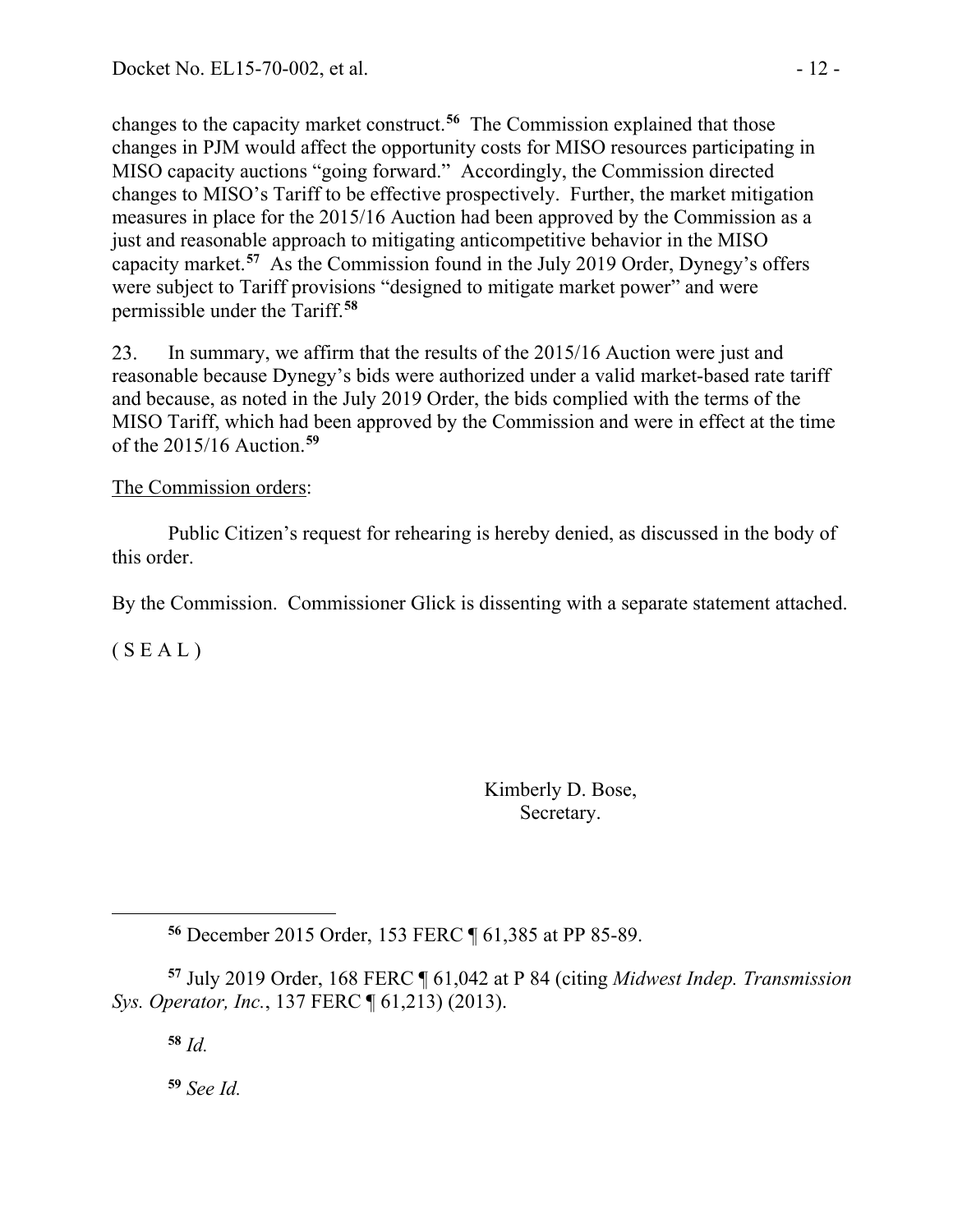changes to the capacity market construct.[56] The Commission explained that those changes in PJM would affect the opportunity costs for MISO resources participating in MISO capacity auctions "going forward." Accordingly, the Commission directed changes to MISO's Tariff to be effective prospectively. Further, the market mitigation measures in place for the 2015/16 Auction had been approved by the Commission as a just and reasonable approach to mitigating anticompetitive behavior in the MISO capacity market.[57] As the Commission found in the July 2019 Order, Dynegy's offers were subject to Tariff provisions "designed to mitigate market power" and were permissible under the Tariff.[58]

23. In summary, we affirm that the results of the 2015/16 Auction were just and reasonable because Dynegy's bids were authorized under a valid market-based rate tariff and because, as noted in the July 2019 Order, the bids complied with the terms of the MISO Tariff, which had been approved by the Commission and were in effect at the time of the 2015/16 Auction.[59]

The Commission orders:

Public Citizen's request for rehearing is hereby denied, as discussed in the body of this order.

By the Commission. Commissioner Glick is dissenting with a separate statement attached.

( S E A L )

Kimberly D. Bose,
Secretary.

---

[56] December 2015 Order, 153 FERC ¶ 61,385 at PP 85-89.

[57] July 2019 Order, 168 FERC ¶ 61,042 at P 84 (citing *Midwest Indep. Transmission Sys. Operator, Inc.*, 137 FERC ¶ 61,213) (2013).

[58] *Id.*

[59] *See Id.*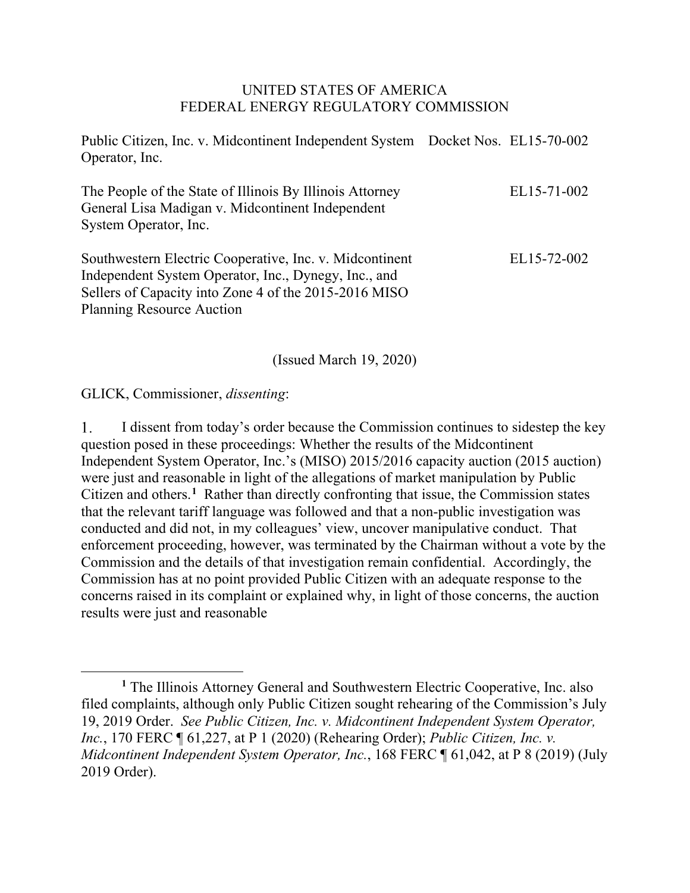UNITED STATES OF AMERICA
FEDERAL ENERGY REGULATORY COMMISSION

| | | |
|---|---|---|
| Public Citizen, Inc. v. Midcontinent Independent System Operator, Inc. | Docket Nos. | EL15-70-002 |
| The People of the State of Illinois By Illinois Attorney General Lisa Madigan v. Midcontinent Independent System Operator, Inc. | | EL15-71-002 |
| Southwestern Electric Cooperative, Inc. v. Midcontinent Independent System Operator, Inc., Dynegy, Inc., and Sellers of Capacity into Zone 4 of the 2015-2016 MISO Planning Resource Auction | | EL15-72-002 |

(Issued March 19, 2020)

GLICK, Commissioner, *dissenting*:

1. I dissent from today's order because the Commission continues to sidestep the key question posed in these proceedings: Whether the results of the Midcontinent Independent System Operator, Inc.'s (MISO) 2015/2016 capacity auction (2015 auction) were just and reasonable in light of the allegations of market manipulation by Public Citizen and others.[1] Rather than directly confronting that issue, the Commission states that the relevant tariff language was followed and that a non-public investigation was conducted and did not, in my colleagues' view, uncover manipulative conduct. That enforcement proceeding, however, was terminated by the Chairman without a vote by the Commission and the details of that investigation remain confidential. Accordingly, the Commission has at no point provided Public Citizen with an adequate response to the concerns raised in its complaint or explained why, in light of those concerns, the auction results were just and reasonable

---

[1] The Illinois Attorney General and Southwestern Electric Cooperative, Inc. also filed complaints, although only Public Citizen sought rehearing of the Commission's July 19, 2019 Order. *See Public Citizen, Inc. v. Midcontinent Independent System Operator, Inc.*, 170 FERC ¶ 61,227, at P 1 (2020) (Rehearing Order); *Public Citizen, Inc. v. Midcontinent Independent System Operator, Inc.*, 168 FERC ¶ 61,042, at P 8 (2019) (July 2019 Order).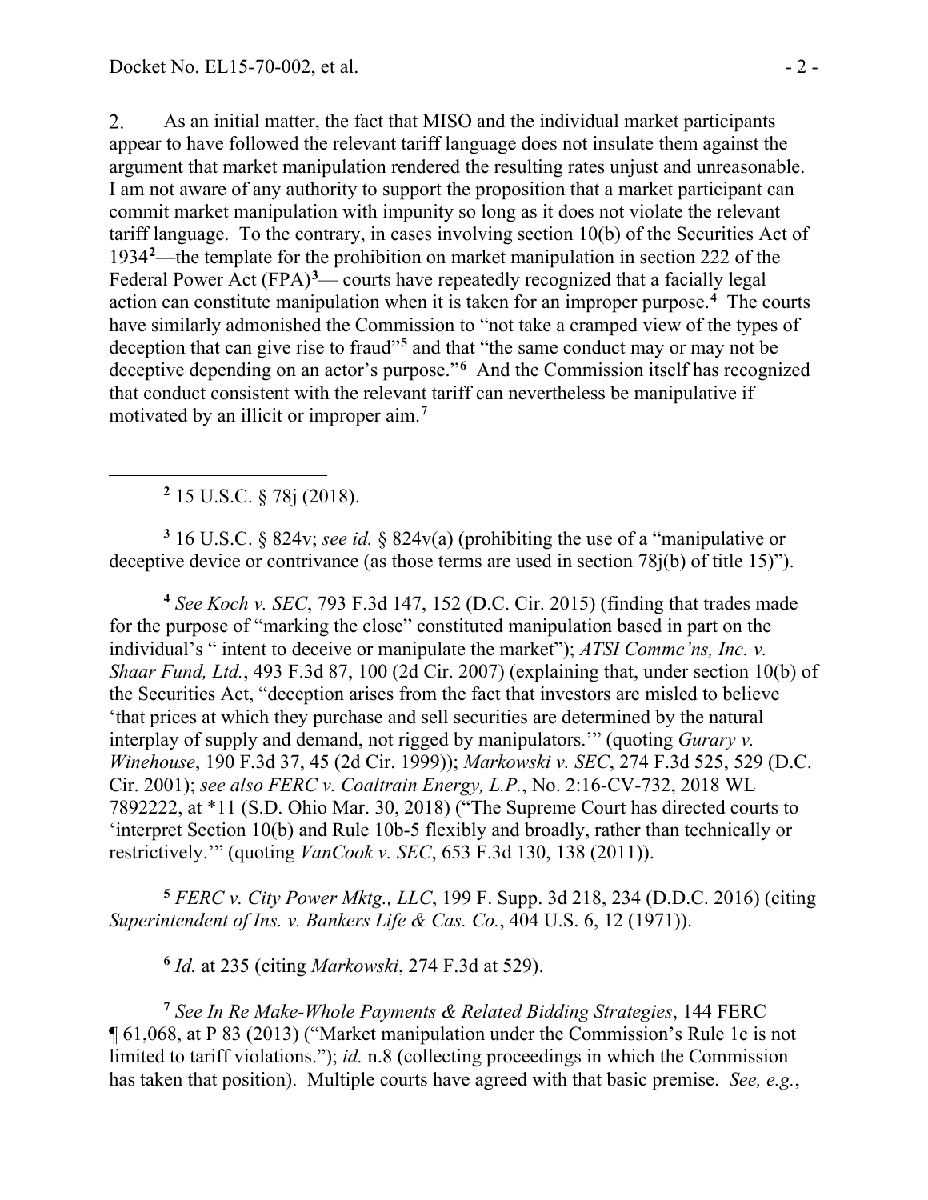2. As an initial matter, the fact that MISO and the individual market participants appear to have followed the relevant tariff language does not insulate them against the argument that market manipulation rendered the resulting rates unjust and unreasonable. I am not aware of any authority to support the proposition that a market participant can commit market manipulation with impunity so long as it does not violate the relevant tariff language. To the contrary, in cases involving section 10(b) of the Securities Act of 1934[2]—the template for the prohibition on market manipulation in section 222 of the Federal Power Act (FPA)[3]— courts have repeatedly recognized that a facially legal action can constitute manipulation when it is taken for an improper purpose.[4] The courts have similarly admonished the Commission to "not take a cramped view of the types of deception that can give rise to fraud"[5] and that "the same conduct may or may not be deceptive depending on an actor's purpose."[6] And the Commission itself has recognized that conduct consistent with the relevant tariff can nevertheless be manipulative if motivated by an illicit or improper aim.[7]

---

[2] 15 U.S.C. § 78j (2018).

[3] 16 U.S.C. § 824v; *see id.* § 824v(a) (prohibiting the use of a "manipulative or deceptive device or contrivance (as those terms are used in section 78j(b) of title 15)").

[4] *See Koch v. SEC*, 793 F.3d 147, 152 (D.C. Cir. 2015) (finding that trades made for the purpose of "marking the close" constituted manipulation based in part on the individual's " intent to deceive or manipulate the market"); *ATSI Commc'ns, Inc. v. Shaar Fund, Ltd.*, 493 F.3d 87, 100 (2d Cir. 2007) (explaining that, under section 10(b) of the Securities Act, "deception arises from the fact that investors are misled to believe 'that prices at which they purchase and sell securities are determined by the natural interplay of supply and demand, not rigged by manipulators.'" (quoting *Gurary v. Winehouse*, 190 F.3d 37, 45 (2d Cir. 1999)); *Markowski v. SEC*, 274 F.3d 525, 529 (D.C. Cir. 2001); *see also FERC v. Coaltrain Energy, L.P.*, No. 2:16-CV-732, 2018 WL 7892222, at *11 (S.D. Ohio Mar. 30, 2018) ("The Supreme Court has directed courts to 'interpret Section 10(b) and Rule 10b-5 flexibly and broadly, rather than technically or restrictively.'" (quoting *VanCook v. SEC*, 653 F.3d 130, 138 (2011)).

[5] *FERC v. City Power Mktg., LLC*, 199 F. Supp. 3d 218, 234 (D.D.C. 2016) (citing *Superintendent of Ins. v. Bankers Life & Cas. Co.*, 404 U.S. 6, 12 (1971)).

[6] *Id.* at 235 (citing *Markowski*, 274 F.3d at 529).

[7] *See In Re Make-Whole Payments & Related Bidding Strategies*, 144 FERC ¶ 61,068, at P 83 (2013) ("Market manipulation under the Commission's Rule 1c is not limited to tariff violations."); *id.* n.8 (collecting proceedings in which the Commission has taken that position). Multiple courts have agreed with that basic premise. *See, e.g.*,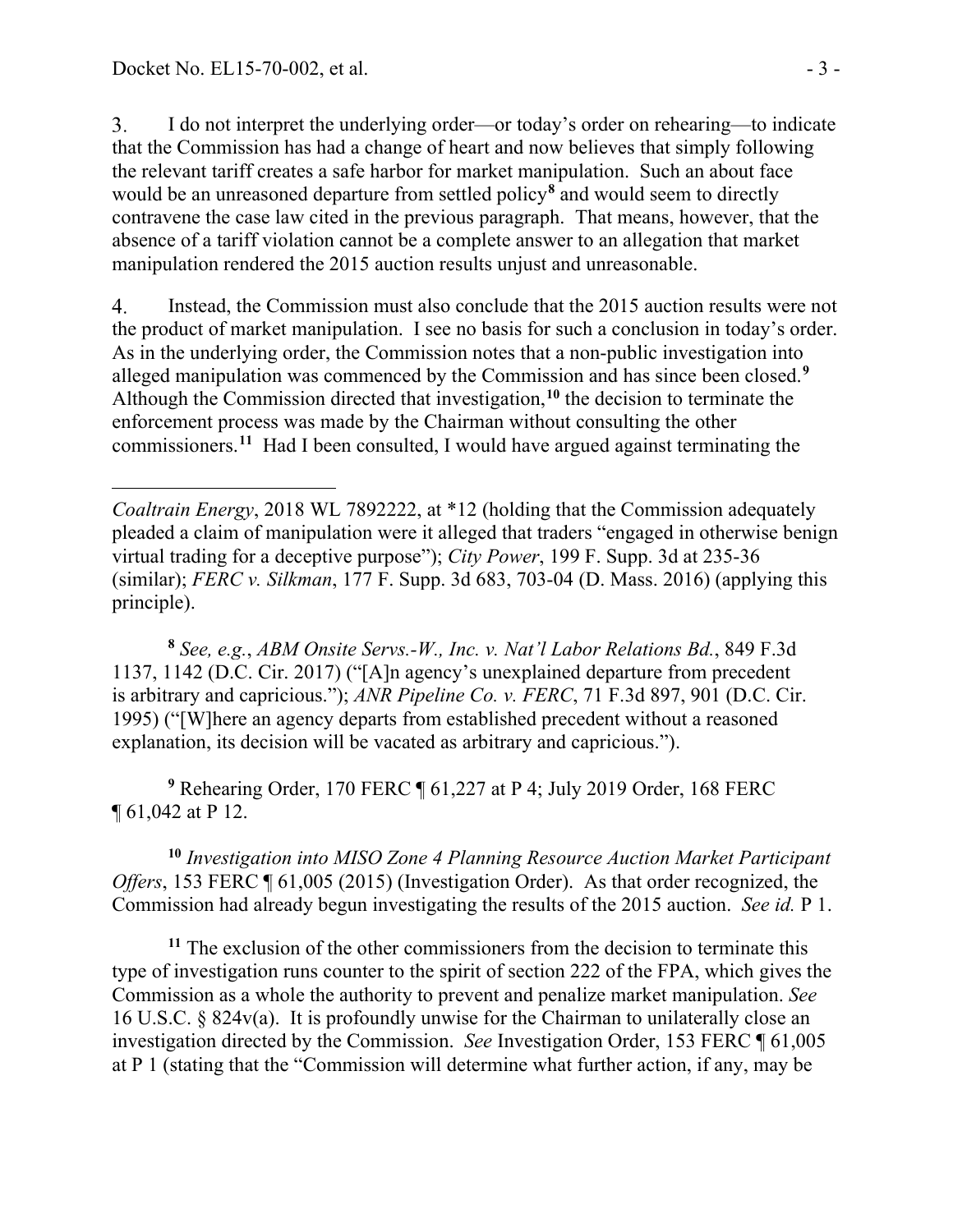3. I do not interpret the underlying order—or today's order on rehearing—to indicate that the Commission has had a change of heart and now believes that simply following the relevant tariff creates a safe harbor for market manipulation. Such an about face would be an unreasoned departure from settled policy[8] and would seem to directly contravene the case law cited in the previous paragraph. That means, however, that the absence of a tariff violation cannot be a complete answer to an allegation that market manipulation rendered the 2015 auction results unjust and unreasonable.

4. Instead, the Commission must also conclude that the 2015 auction results were not the product of market manipulation. I see no basis for such a conclusion in today's order. As in the underlying order, the Commission notes that a non-public investigation into alleged manipulation was commenced by the Commission and has since been closed.[9] Although the Commission directed that investigation,[10] the decision to terminate the enforcement process was made by the Chairman without consulting the other commissioners.[11] Had I been consulted, I would have argued against terminating the

---

*Coaltrain Energy*, 2018 WL 7892222, at *12 (holding that the Commission adequately pleaded a claim of manipulation were it alleged that traders "engaged in otherwise benign virtual trading for a deceptive purpose"); *City Power*, 199 F. Supp. 3d at 235-36 (similar); *FERC v. Silkman*, 177 F. Supp. 3d 683, 703-04 (D. Mass. 2016) (applying this principle).

[8] *See, e.g.*, *ABM Onsite Servs.-W., Inc. v. Nat'l Labor Relations Bd.*, 849 F.3d 1137, 1142 (D.C. Cir. 2017) ("[A]n agency's unexplained departure from precedent is arbitrary and capricious."); *ANR Pipeline Co. v. FERC*, 71 F.3d 897, 901 (D.C. Cir. 1995) ("[W]here an agency departs from established precedent without a reasoned explanation, its decision will be vacated as arbitrary and capricious.").

[9] Rehearing Order, 170 FERC ¶ 61,227 at P 4; July 2019 Order, 168 FERC ¶ 61,042 at P 12.

[10] *Investigation into MISO Zone 4 Planning Resource Auction Market Participant Offers*, 153 FERC ¶ 61,005 (2015) (Investigation Order). As that order recognized, the Commission had already begun investigating the results of the 2015 auction. *See id.* P 1.

[11] The exclusion of the other commissioners from the decision to terminate this type of investigation runs counter to the spirit of section 222 of the FPA, which gives the Commission as a whole the authority to prevent and penalize market manipulation. *See* 16 U.S.C. § 824v(a). It is profoundly unwise for the Chairman to unilaterally close an investigation directed by the Commission. *See* Investigation Order, 153 FERC ¶ 61,005 at P 1 (stating that the "Commission will determine what further action, if any, may be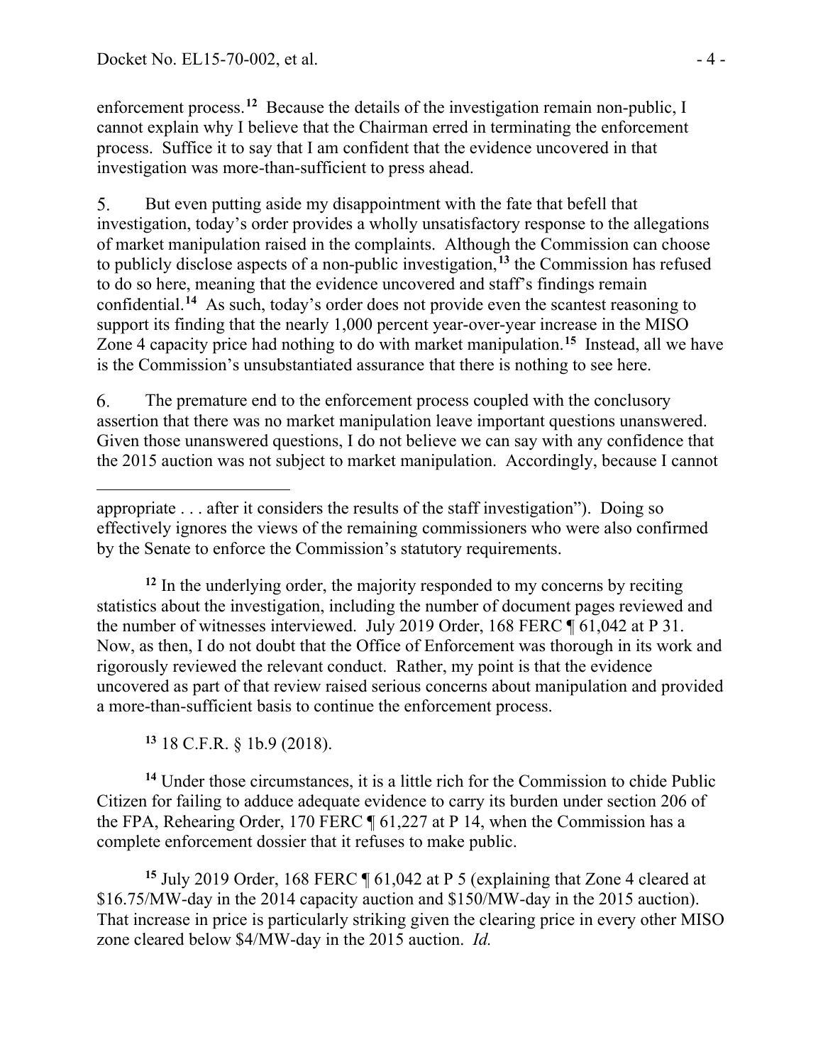enforcement process.[12] Because the details of the investigation remain non-public, I cannot explain why I believe that the Chairman erred in terminating the enforcement process. Suffice it to say that I am confident that the evidence uncovered in that investigation was more-than-sufficient to press ahead.

5. But even putting aside my disappointment with the fate that befell that investigation, today's order provides a wholly unsatisfactory response to the allegations of market manipulation raised in the complaints. Although the Commission can choose to publicly disclose aspects of a non-public investigation,[13] the Commission has refused to do so here, meaning that the evidence uncovered and staff's findings remain confidential.[14] As such, today's order does not provide even the scantest reasoning to support its finding that the nearly 1,000 percent year-over-year increase in the MISO Zone 4 capacity price had nothing to do with market manipulation.[15] Instead, all we have is the Commission's unsubstantiated assurance that there is nothing to see here.

6. The premature end to the enforcement process coupled with the conclusory assertion that there was no market manipulation leave important questions unanswered. Given those unanswered questions, I do not believe we can say with any confidence that the 2015 auction was not subject to market manipulation. Accordingly, because I cannot

---

appropriate . . . after it considers the results of the staff investigation"). Doing so effectively ignores the views of the remaining commissioners who were also confirmed by the Senate to enforce the Commission's statutory requirements.

[12] In the underlying order, the majority responded to my concerns by reciting statistics about the investigation, including the number of document pages reviewed and the number of witnesses interviewed. July 2019 Order, 168 FERC ¶ 61,042 at P 31. Now, as then, I do not doubt that the Office of Enforcement was thorough in its work and rigorously reviewed the relevant conduct. Rather, my point is that the evidence uncovered as part of that review raised serious concerns about manipulation and provided a more-than-sufficient basis to continue the enforcement process.

[13] 18 C.F.R. § 1b.9 (2018).

[14] Under those circumstances, it is a little rich for the Commission to chide Public Citizen for failing to adduce adequate evidence to carry its burden under section 206 of the FPA, Rehearing Order, 170 FERC ¶ 61,227 at P 14, when the Commission has a complete enforcement dossier that it refuses to make public.

[15] July 2019 Order, 168 FERC ¶ 61,042 at P 5 (explaining that Zone 4 cleared at \$16.75/MW-day in the 2014 capacity auction and \$150/MW-day in the 2015 auction). That increase in price is particularly striking given the clearing price in every other MISO zone cleared below \$4/MW-day in the 2015 auction. *Id.*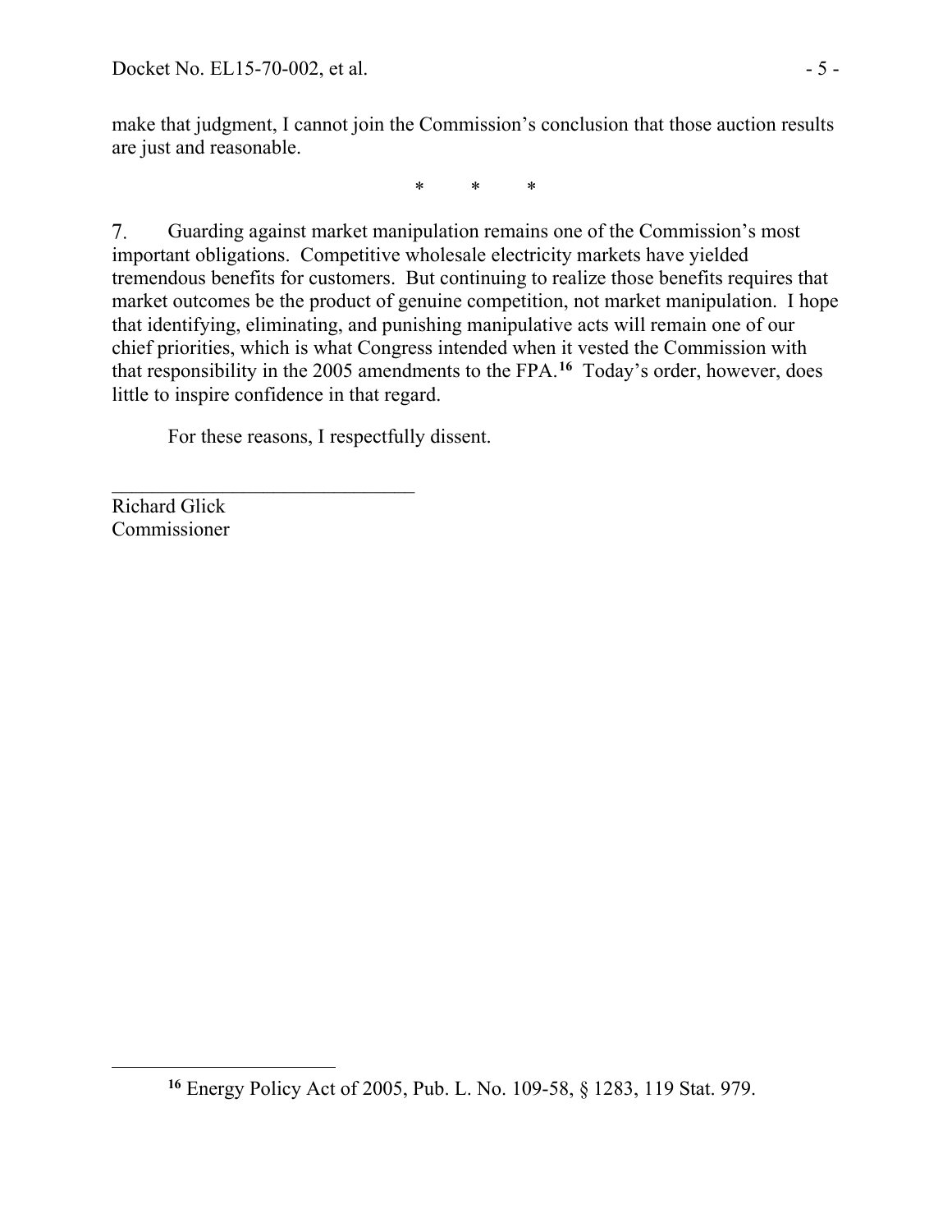make that judgment, I cannot join the Commission's conclusion that those auction results are just and reasonable.

\*    \*    \*

7. Guarding against market manipulation remains one of the Commission's most important obligations. Competitive wholesale electricity markets have yielded tremendous benefits for customers. But continuing to realize those benefits requires that market outcomes be the product of genuine competition, not market manipulation. I hope that identifying, eliminating, and punishing manipulative acts will remain one of our chief priorities, which is what Congress intended when it vested the Commission with that responsibility in the 2005 amendments to the FPA.[16] Today's order, however, does little to inspire confidence in that regard.

For these reasons, I respectfully dissent.

______________________________
Richard Glick
Commissioner

[16] Energy Policy Act of 2005, Pub. L. No. 109-58, § 1283, 119 Stat. 979.